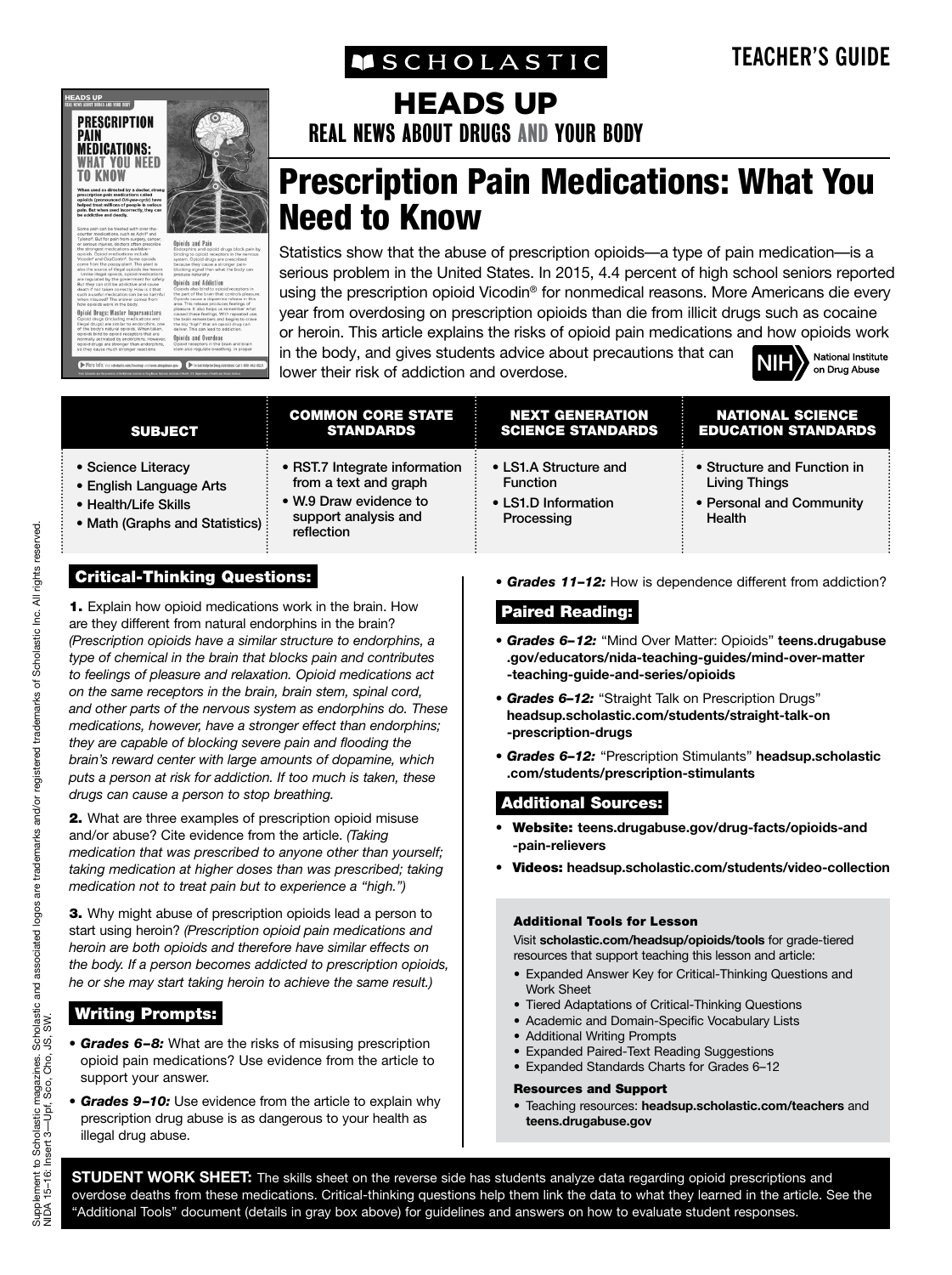SCHOLASTIC

TEACHER'S GUIDE

# HEADS UP

REAL NEWS ABOUT DRUGS AND YOUR BODY

# Prescription Pain Medications: What You Need to Know

Statistics show that the abuse of prescription opioids—a type of pain medication—is a serious problem in the United States. In 2015, 4.4 percent of high school seniors reported using the prescription opioid Vicodin® for nonmedical reasons. More Americans die every year from overdosing on prescription opioids than die from illicit drugs such as cocaine or heroin. This article explains the risks of opioid pain medications and how opioids work in the body, and gives students advice about precautions that can lower their risk of addiction and overdose.

NIH National Institute on Drug Abuse

| SUBJECT | COMMON CORE STATE STANDARDS | NEXT GENERATION SCIENCE STANDARDS | NATIONAL SCIENCE EDUCATION STANDARDS |
|---|---|---|---|
| • Science Literacy<br>• English Language Arts<br>• Health/Life Skills<br>• Math (Graphs and Statistics) | • RST.7 Integrate information from a text and graph<br>• W.9 Draw evidence to support analysis and reflection | • LS1.A Structure and Function<br>• LS1.D Information Processing | • Structure and Function in Living Things<br>• Personal and Community Health |

## Critical-Thinking Questions:

**1.** Explain how opioid medications work in the brain. How are they different from natural endorphins in the brain? *(Prescription opioids have a similar structure to endorphins, a type of chemical in the brain that blocks pain and contributes to feelings of pleasure and relaxation. Opioid medications act on the same receptors in the brain, brain stem, spinal cord, and other parts of the nervous system as endorphins do. These medications, however, have a stronger effect than endorphins; they are capable of blocking severe pain and flooding the brain's reward center with large amounts of dopamine, which puts a person at risk for addiction. If too much is taken, these drugs can cause a person to stop breathing.*

**2.** What are three examples of prescription opioid misuse and/or abuse? Cite evidence from the article. *(Taking medication that was prescribed to anyone other than yourself; taking medication at higher doses than was prescribed; taking medication not to treat pain but to experience a "high.")*

**3.** Why might abuse of prescription opioids lead a person to start using heroin? *(Prescription opioid pain medications and heroin are both opioids and therefore have similar effects on the body. If a person becomes addicted to prescription opioids, he or she may start taking heroin to achieve the same result.)*

## Writing Prompts:

- ***Grades 6–8:*** What are the risks of misusing prescription opioid pain medications? Use evidence from the article to support your answer.
- ***Grades 9–10:*** Use evidence from the article to explain why prescription drug abuse is as dangerous to your health as illegal drug abuse.
- ***Grades 11–12:*** How is dependence different from addiction?

## Paired Reading:

- ***Grades 6–12:*** "Mind Over Matter: Opioids" **teens.drugabuse.gov/educators/nida-teaching-guides/mind-over-matter-teaching-guide-and-series/opioids**
- ***Grades 6–12:*** "Straight Talk on Prescription Drugs" **headsup.scholastic.com/students/straight-talk-on-prescription-drugs**
- ***Grades 6–12:*** "Prescription Stimulants" **headsup.scholastic.com/students/prescription-stimulants**

## Additional Sources:

- **Website: teens.drugabuse.gov/drug-facts/opioids-and-pain-relievers**
- **Videos: headsup.scholastic.com/students/video-collection**

### Additional Tools for Lesson

Visit **scholastic.com/headsup/opioids/tools** for grade-tiered resources that support teaching this lesson and article:

- Expanded Answer Key for Critical-Thinking Questions and Work Sheet
- Tiered Adaptations of Critical-Thinking Questions
- Academic and Domain-Specific Vocabulary Lists
- Additional Writing Prompts
- Expanded Paired-Text Reading Suggestions
- Expanded Standards Charts for Grades 6–12

### Resources and Support

- Teaching resources: **headsup.scholastic.com/teachers** and **teens.drugabuse.gov**

**STUDENT WORK SHEET:** The skills sheet on the reverse side has students analyze data regarding opioid prescriptions and overdose deaths from these medications. Critical-thinking questions help them link the data to what they learned in the article. See the "Additional Tools" document (details in gray box above) for guidelines and answers on how to evaluate student responses.

Supplement to Scholastic magazines. Scholastic and associated logos are trademarks and/or registered trademarks of Scholastic Inc. All rights reserved. NIDA 15–16: Insert 3—Upf, Sco, Cho, JS, SW.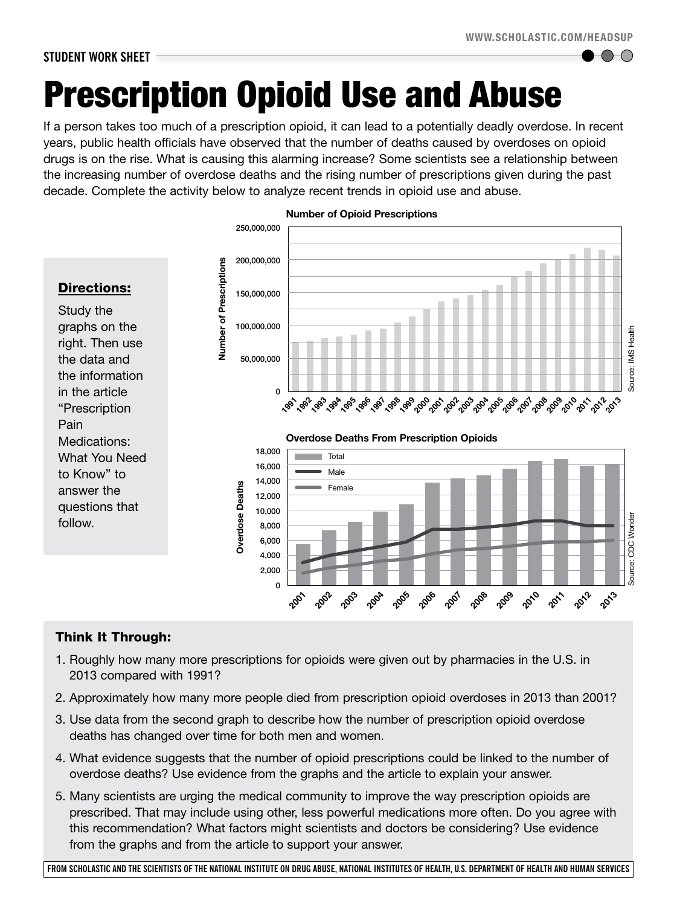STUDENT WORK SHEET

# Prescription Opioid Use and Abuse

If a person takes too much of a prescription opioid, it can lead to a potentially deadly overdose. In recent years, public health officials have observed that the number of deaths caused by overdoses on opioid drugs is on the rise. What is causing this alarming increase? Some scientists see a relationship between the increasing number of overdose deaths and the rising number of prescriptions given during the past decade. Complete the activity below to analyze recent trends in opioid use and abuse.

**Directions:**

Study the graphs on the right. Then use the data and the information in the article "Prescription Pain Medications: What You Need to Know" to answer the questions that follow.

**Number of Opioid Prescriptions**

Number of Prescriptions

250,000,000
200,000,000
150,000,000
100,000,000
50,000,000
0

1991 1992 1993 1994 1995 1996 1997 1998 1999 2000 2001 2002 2003 2004 2005 2006 2007 2008 2009 2010 2011 2012 2013

Source: IMS Health

**Overdose Deaths From Prescription Opioids**

Overdose Deaths

18,000
16,000
14,000
12,000
10,000
8,000
6,000
4,000
2,000
0

Total
Male
Female

2001 2002 2003 2004 2005 2006 2007 2008 2009 2010 2011 2012 2013

Source: CDC Wonder

## Think It Through:

1. Roughly how many more prescriptions for opioids were given out by pharmacies in the U.S. in 2013 compared with 1991?
2. Approximately how many more people died from prescription opioid overdoses in 2013 than 2001?
3. Use data from the second graph to describe how the number of prescription opioid overdose deaths has changed over time for both men and women.
4. What evidence suggests that the number of opioid prescriptions could be linked to the number of overdose deaths? Use evidence from the graphs and the article to explain your answer.
5. Many scientists are urging the medical community to improve the way prescription opioids are prescribed. That may include using other, less powerful medications more often. Do you agree with this recommendation? What factors might scientists and doctors be considering? Use evidence from the graphs and from the article to support your answer.

FROM SCHOLASTIC AND THE SCIENTISTS OF THE NATIONAL INSTITUTE ON DRUG ABUSE, NATIONAL INSTITUTES OF HEALTH, U.S. DEPARTMENT OF HEALTH AND HUMAN SERVICES